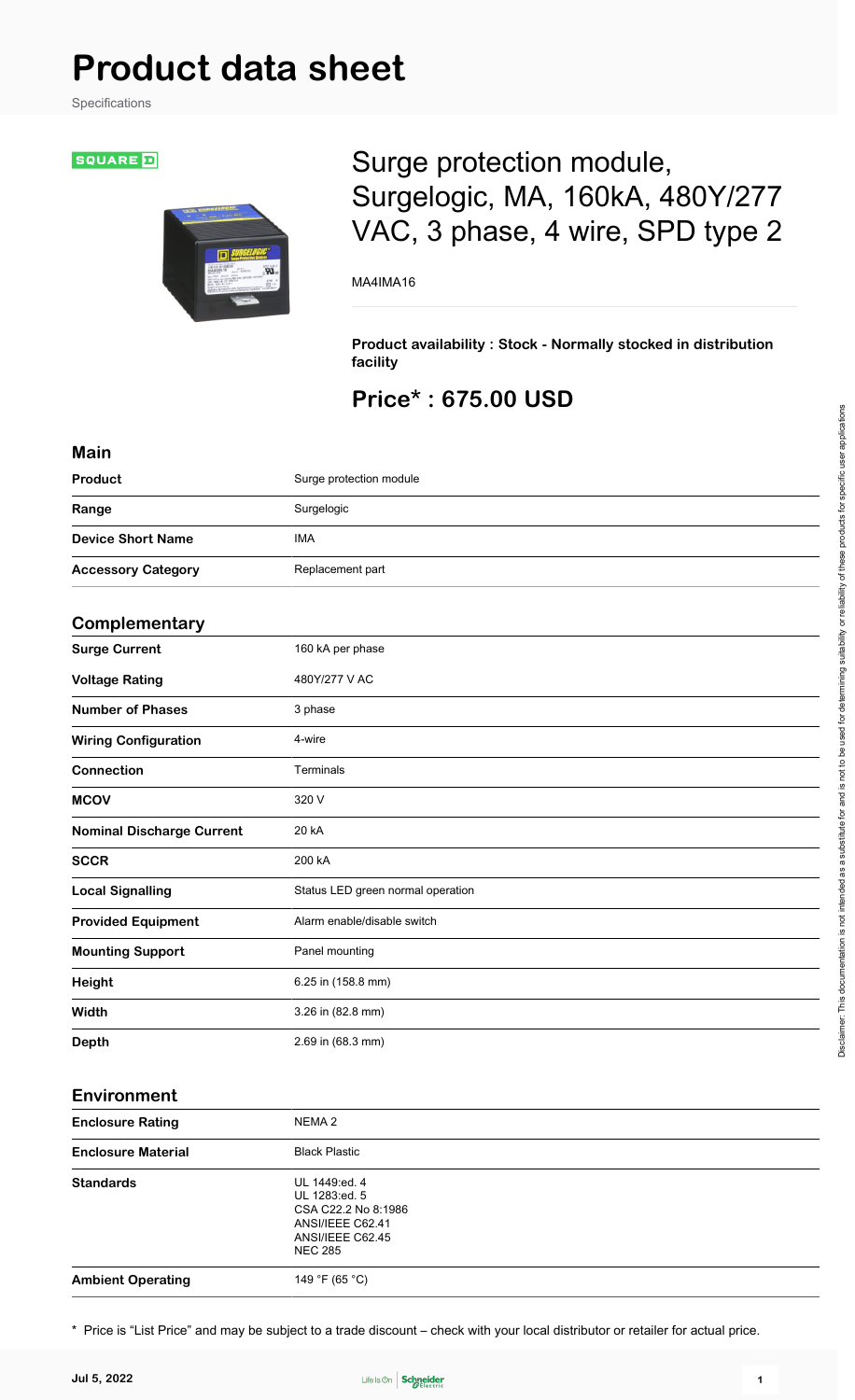# Product data sheet

Specifications

SQUARE D

## Surge protection module, Surgelogic, MA, 160kA, 480Y/277 VAC, 3 phase, 4 wire, SPD type 2

MA4IMA16

**Product availability : Stock - Normally stocked in distribution facility**

## Price* : 675.00 USD

### Main

| | |
|---|---|
| **Product** | Surge protection module |
| **Range** | Surgelogic |
| **Device Short Name** | IMA |
| **Accessory Category** | Replacement part |

### Complementary

| | |
|---|---|
| **Surge Current** | 160 kA per phase |
| **Voltage Rating** | 480Y/277 V AC |
| **Number of Phases** | 3 phase |
| **Wiring Configuration** | 4-wire |
| **Connection** | Terminals |
| **MCOV** | 320 V |
| **Nominal Discharge Current** | 20 kA |
| **SCCR** | 200 kA |
| **Local Signalling** | Status LED green normal operation |
| **Provided Equipment** | Alarm enable/disable switch |
| **Mounting Support** | Panel mounting |
| **Height** | 6.25 in (158.8 mm) |
| **Width** | 3.26 in (82.8 mm) |
| **Depth** | 2.69 in (68.3 mm) |

### Environment

| | |
|---|---|
| **Enclosure Rating** | NEMA 2 |
| **Enclosure Material** | Black Plastic |
| **Standards** | UL 1449:ed. 4<br>UL 1283:ed. 5<br>CSA C22.2 No 8:1986<br>ANSI/IEEE C62.41<br>ANSI/IEEE C62.45<br>NEC 285 |
| **Ambient Operating** | 149 °F (65 °C) |

* Price is “List Price” and may be subject to a trade discount – check with your local distributor or retailer for actual price.

Disclaimer: This documentation is not intended as a substitute for and is not to be used for determining suitability or reliability of these products for specific user applications

Jul 5, 2022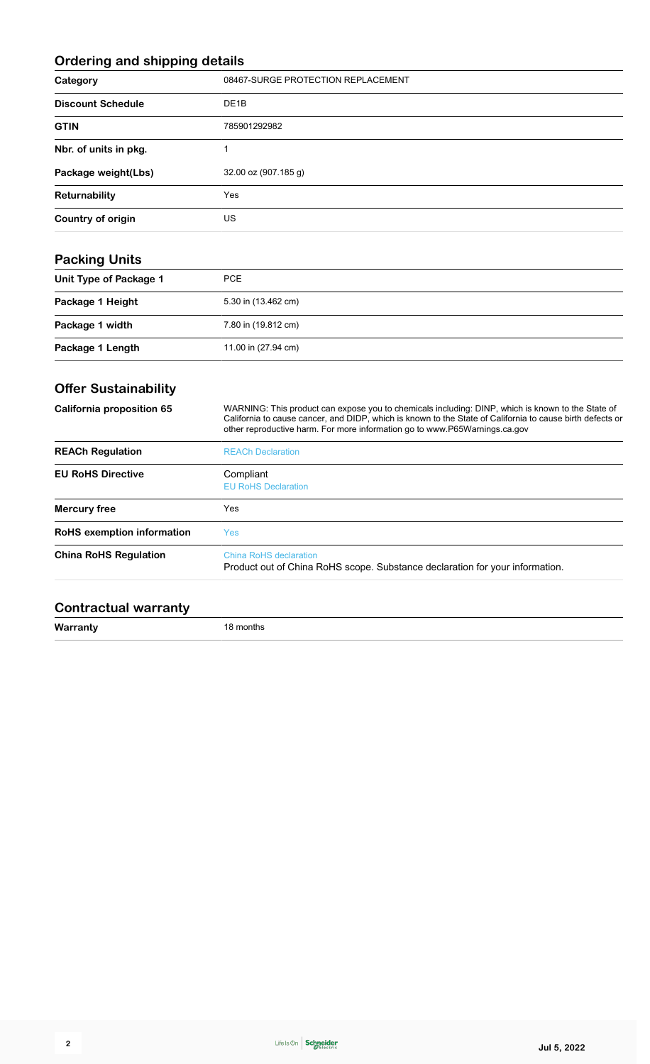## Ordering and shipping details

| | |
|---|---|
| **Category** | 08467-SURGE PROTECTION REPLACEMENT |
| **Discount Schedule** | DE1B |
| **GTIN** | 785901292982 |
| **Nbr. of units in pkg.** | 1 |
| **Package weight(Lbs)** | 32.00 oz (907.185 g) |
| **Returnability** | Yes |
| **Country of origin** | US |

## Packing Units

| | |
|---|---|
| **Unit Type of Package 1** | PCE |
| **Package 1 Height** | 5.30 in (13.462 cm) |
| **Package 1 width** | 7.80 in (19.812 cm) |
| **Package 1 Length** | 11.00 in (27.94 cm) |

## Offer Sustainability

| | |
|---|---|
| **California proposition 65** | WARNING: This product can expose you to chemicals including: DINP, which is known to the State of California to cause cancer, and DIDP, which is known to the State of California to cause birth defects or other reproductive harm. For more information go to www.P65Warnings.ca.gov |
| **REACh Regulation** | REACh Declaration |
| **EU RoHS Directive** | Compliant<br>EU RoHS Declaration |
| **Mercury free** | Yes |
| **RoHS exemption information** | Yes |
| **China RoHS Regulation** | China RoHS declaration<br>Product out of China RoHS scope. Substance declaration for your information. |

## Contractual warranty

| | |
|---|---|
| **Warranty** | 18 months |